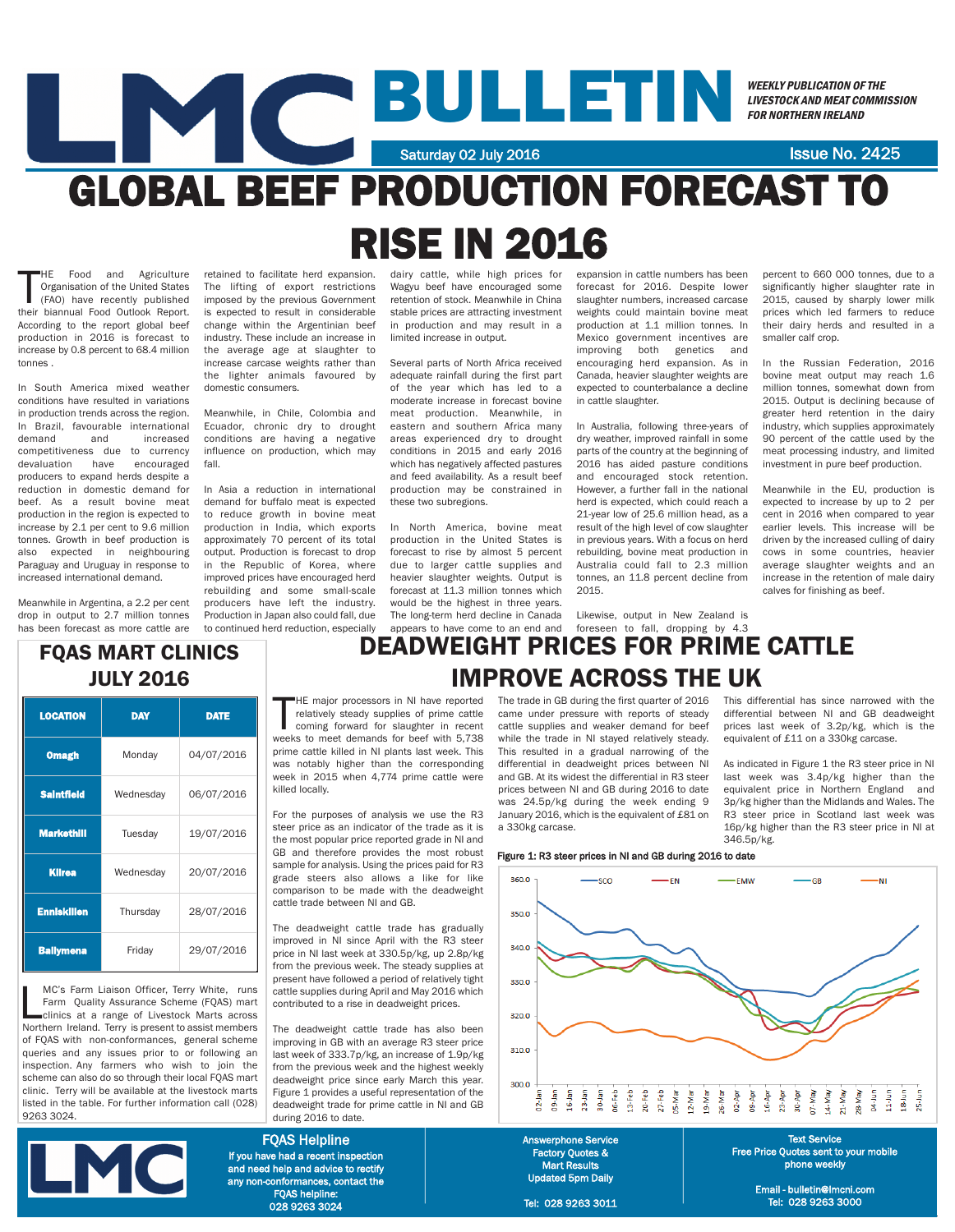# LMC BULLETIN

*WEEKLY PUBLICATION OF THE LIVESTOCK AND MEAT COMMISSION FOR NORTHERN IRELAND*

Saturday 02 July 2016 — Issue No. 2425

# GLOBAL BEEF PRODUCTION FORECAST TO RISE IN 2016

THE Food and Agriculture Organisation of the United States (FAO) have recently published their biannual Food Outlook Report. According to the report global beef production in 2016 is forecast to increase by 0.8 percent to 68.4 million tonnes .

In South America mixed weather conditions have resulted in variations in production trends across the region. In Brazil, favourable international demand and increased competitiveness due to currency devaluation have encouraged producers to expand herds despite a reduction in domestic demand for beef. As a result bovine meat production in the region is expected to increase by 2.1 per cent to 9.6 million tonnes. Growth in beef production is also expected in neighbouring Paraguay and Uruguay in response to increased international demand.

Meanwhile in Argentina, a 2.2 per cent drop in output to 2.7 million tonnes has been forecast as more cattle are retained to facilitate herd expansion. The lifting of export restrictions imposed by the previous Government is expected to result in considerable change within the Argentinian beef industry. These include an increase in the average age at slaughter to increase carcase weights rather than the lighter animals favoured by domestic consumers.

Meanwhile, in Chile, Colombia and Ecuador, chronic dry to drought conditions are having a negative influence on production, which may fall.

In Asia a reduction in international demand for buffalo meat is expected to reduce growth in bovine meat production in India, which exports approximately 70 percent of its total output. Production is forecast to drop in the Republic of Korea, where improved prices have encouraged herd rebuilding and some small-scale producers have left the industry. Production in Japan also could fall, due to continued herd reduction, especially dairy cattle, while high prices for Wagyu beef have encouraged some retention of stock. Meanwhile in China stable prices are attracting investment in production and may result in a limited increase in output.

Several parts of North Africa received adequate rainfall during the first part of the year which has led to a moderate increase in forecast bovine meat production. Meanwhile, in eastern and southern Africa many areas experienced dry to drought conditions in 2015 and early 2016 which has negatively affected pastures and feed availability. As a result beef production may be constrained in these two subregions.

In North America, bovine meat production in the United States is forecast to rise by almost 5 percent due to larger cattle supplies and heavier slaughter weights. Output is forecast at 11.3 million tonnes which would be the highest in three years. The long-term herd decline in Canada appears to have come to an end and expansion in cattle numbers has been forecast for 2016. Despite lower slaughter numbers, increased carcase weights could maintain bovine meat production at 1.1 million tonnes. In Mexico government incentives are improving both genetics and encouraging herd expansion. As in Canada, heavier slaughter weights are expected to counterbalance a decline in cattle slaughter.

In Australia, following three-years of dry weather, improved rainfall in some parts of the country at the beginning of 2016 has aided pasture conditions and encouraged stock retention. However, a further fall in the national herd is expected, which could reach a 21-year low of 25.6 million head, as a result of the high level of cow slaughter in previous years. With a focus on herd rebuilding, bovine meat production in Australia could fall to 2.3 million tonnes, an 11.8 percent decline from 2015.

Likewise, output in New Zealand is foreseen to fall, dropping by 4.3 percent to 660 000 tonnes, due to a significantly higher slaughter rate in 2015, caused by sharply lower milk prices which led farmers to reduce their dairy herds and resulted in a smaller calf crop.

In the Russian Federation, 2016 bovine meat output may reach 1.6 million tonnes, somewhat down from 2015. Output is declining because of greater herd retention in the dairy industry, which supplies approximately 90 percent of the cattle used by the meat processing industry, and limited investment in pure beef production.

Meanwhile in the EU, production is expected to increase by up to 2 per cent in 2016 when compared to year earlier levels. This increase will be driven by the increased culling of dairy cows in some countries, heavier average slaughter weights and an increase in the retention of male dairy calves for finishing as beef.

## FQAS MART CLINICS JULY 2016

| LOCATION | DAY | DATE |
|---|---|---|
| Omagh | Monday | 04/07/2016 |
| Saintfield | Wednesday | 06/07/2016 |
| Markethill | Tuesday | 19/07/2016 |
| Kilrea | Wednesday | 20/07/2016 |
| Enniskillen | Thursday | 28/07/2016 |
| Ballymena | Friday | 29/07/2016 |

LMC's Farm Liaison Officer, Terry White, runs Farm Quality Assurance Scheme (FQAS) mart clinics at a range of Livestock Marts across Northern Ireland. Terry is present to assist members of FQAS with non-conformances, general scheme queries and any issues prior to or following an inspection. Any farmers who wish to join the scheme can also do so through their local FQAS mart clinic. Terry will be available at the livestock marts listed in the table. For further information call (028) 9263 3024.

# DEADWEIGHT PRICES FOR PRIME CATTLE IMPROVE ACROSS THE UK

THE major processors in NI have reported relatively steady supplies of prime cattle coming forward for slaughter in recent weeks to meet demands for beef with 5,738 prime cattle killed in NI plants last week. This was notably higher than the corresponding week in 2015 when 4,774 prime cattle were killed locally.

For the purposes of analysis we use the R3 steer price as an indicator of the trade as it is the most popular price reported grade in NI and GB and therefore provides the most robust sample for analysis. Using the prices paid for R3 grade steers also allows a like for like comparison to be made with the deadweight cattle trade between NI and GB.

The deadweight cattle trade has gradually improved in NI since April with the R3 steer price in NI last week at 330.5p/kg, up 2.8p/kg from the previous week. The steady supplies at present have followed a period of relatively tight cattle supplies during April and May 2016 which contributed to a rise in deadweight prices.

The deadweight cattle trade has also been improving in GB with an average R3 steer price last week of 333.7p/kg, an increase of 1.9p/kg from the previous week and the highest weekly deadweight price since early March this year. Figure 1 provides a useful representation of the deadweight trade for prime cattle in NI and GB during 2016 to date.

The trade in GB during the first quarter of 2016 came under pressure with reports of steady cattle supplies and weaker demand for beef while the trade in NI stayed relatively steady. This resulted in a gradual narrowing of the differential in deadweight prices between NI and GB. At its widest the differential in R3 steer prices between NI and GB during 2016 to date was 24.5p/kg during the week ending 9 January 2016, which is the equivalent of £81 on a 330kg carcase.

This differential has since narrowed with the differential between NI and GB deadweight prices last week of 3.2p/kg, which is the equivalent of £11 on a 330kg carcase.

As indicated in Figure 1 the R3 steer price in NI last week was 3.4p/kg higher than the equivalent price in Northern England and 3p/kg higher than the Midlands and Wales. The R3 steer price in Scotland last week was 16p/kg higher than the R3 steer price in NI at 346.5p/kg.

**Figure 1: R3 steer prices in NI and GB during 2016 to date**

**FQAS Helpline**
If you have had a recent inspection and need help and advice to rectify any non-conformances, contact the FQAS helpline: 028 9263 3024

Answerphone Service
Factory Quotes & Mart Results
Updated 5pm Daily
Tel: 028 9263 3011

Text Service
Free Price Quotes sent to your mobile phone weekly
Email - bulletin@lmcni.com
Tel: 028 9263 3000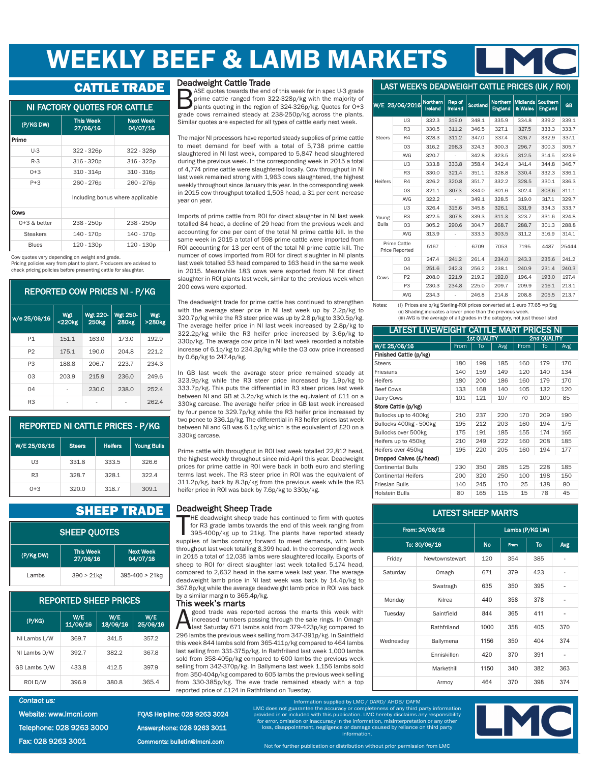# WEEKLY BEEF & LAMB MARKETS

## CATTLE TRADE

### NI FACTORY QUOTES FOR CATTLE

| (P/KG DW) | This Week 27/06/16 | Next Week 04/07/16 |
|---|---|---|
| **Prime** | | |
| U-3 | 322 - 326p | 322 - 328p |
| R-3 | 316 - 320p | 316 - 322p |
| O+3 | 310 - 314p | 310 - 316p |
| P+3 | 260 - 276p | 260 - 276p |
| | Including bonus where applicable | |
| **Cows** | | |
| O+3 & better | 238 - 250p | 238 - 250p |
| Steakers | 140 - 170p | 140 - 170p |
| Blues | 120 - 130p | 120 - 130p |

Cow quotes vary depending on weight and grade.
Pricing policies vary from plant to plant. Producers are advised to check pricing policies before presenting cattle for slaughter.

### REPORTED COW PRICES NI - P/KG

| w/e 25/06/16 | Wgt <220kg | Wgt 220-250kg | Wgt 250-280kg | Wgt >280kg |
|---|---|---|---|---|
| P1 | 151.1 | 163.0 | 173.0 | 192.9 |
| P2 | 175.1 | 190.0 | 204.8 | 221.2 |
| P3 | 188.8 | 206.7 | 223.7 | 234.3 |
| O3 | 203.9 | 215.9 | 236.0 | 249.6 |
| O4 | - | 230.0 | 238.0 | 252.4 |
| R3 | - | - | - | 262.4 |

### REPORTED NI CATTLE PRICES - P/KG

| W/E 25/06/16 | Steers | Heifers | Young Bulls |
|---|---|---|---|
| U3 | 331.8 | 333.5 | 326.6 |
| R3 | 328.7 | 328.1 | 322.4 |
| O+3 | 320.0 | 318.7 | 309.1 |

### Deadweight Cattle Trade

Base quotes towards the end of this week for in spec U-3 grade prime cattle ranged from 322-328p/kg with the majority of plants quoting in the region of 324-326p/kg. Quotes for O+3 grade cows remained steady at 238-250p/kg across the plants. Similar quotes are expected for all types of cattle early next week.

The major NI processors have reported steady supplies of prime cattle to meet demand for beef with a total of 5,738 prime cattle slaughtered in NI last week, compared to 5,847 head slaughtered during the previous week. In the corresponding week in 2015 a total of 4,774 prime cattle were slaughtered locally. Cow throughput in NI last week remained strong with 1,963 cows slaughtered, the highest weekly throughput since January this year. In the corresponding week in 2015 cow throughput totalled 1,503 head, a 31 per cent increase year on year.

Imports of prime cattle from ROI for direct slaughter in NI last week totalled 84 head, a decline of 29 head from the previous week and accounting for one per cent of the total NI prime cattle kill. In the same week in 2015 a total of 598 prime cattle were imported from ROI accounting for 13 per cent of the total NI prime cattle kill. The number of cows imported from ROI for direct slaughter in NI plants last week totalled 53 head compared to 163 head in the same week in 2015. Meanwhile 183 cows were exported from NI for direct slaughter in ROI plants last week, similar to the previous week when 200 cows were exported.

The deadweight trade for prime cattle has continued to strengthen with the average steer price in NI last week up by 2.2p/kg to 320.7p/kg while the R3 steer price was up by 2.8 p/kg to 330.5p/kg. The average heifer price in NI last week increased by 2.8p/kg to 322.2p/kg while the R3 heifer price increased by 3.6p/kg to 330p/kg. The average cow price in NI last week recorded a notable increase of 6.1p/kg to 234.3p/kg while the O3 cow price increased by 0.6p/kg to 247.4p/kg.

In GB last week the average steer price remained steady at 323.9p/kg while the R3 steer price increased by 1.9p/kg to 333.7p/kg. This puts the differential in R3 steer prices last week between NI and GB at 3.2p/kg which is the equivalent of £11 on a 330kg carcase. The average heifer price in GB last week increased by four pence to 329.7p/kg while the R3 heifer price increased by two pence to 336.1p/kg. The differential in R3 heifer prices last week between NI and GB was 6.1p/kg which is the equivalent of £20 on a 330kg carcase.

Prime cattle with throughput in ROI last week totalled 22,812 head, the highest weekly throughout since mid-April this year. Deadweight prices for prime cattle in ROI were back in both euro and sterling terms last week. The R3 steer price in ROI was the equivalent of 311.2p/kg, back by 8.3p/kg from the previous week while the R3 heifer price in ROI was back by 7.6p/kg to 330p/kg.

### LAST WEEK'S DEADWEIGHT CATTLE PRICES (UK / ROI)

| W/E 25/06/2016 | | Northern Ireland | Rep of Ireland | Scotland | Northern England | Midlands & Wales | Southern England | GB |
|---|---|---|---|---|---|---|---|---|
| Steers | U3 | 332.3 | 319.0 | 348.1 | 335.9 | 334.8 | 339.2 | 339.1 |
| | R3 | 330.5 | 311.2 | 346.5 | 327.1 | 327.5 | 333.3 | 333.7 |
| | R4 | 328.3 | 311.2 | 347.0 | 337.4 | 326.7 | 332.9 | 337.1 |
| | O3 | 316.2 | 298.3 | 324.3 | 300.3 | 296.7 | 300.3 | 305.7 |
| | AVG | 320.7 | - | 342.8 | 323.5 | 312.5 | 314.5 | 323.9 |
| Heifers | U3 | 333.8 | 333.8 | 358.4 | 342.4 | 341.4 | 344.8 | 346.7 |
| | R3 | 330.0 | 321.4 | 351.1 | 328.8 | 330.4 | 332.3 | 336.1 |
| | R4 | 326.2 | 320.8 | 351.7 | 332.2 | 328.5 | 330.1 | 336.3 |
| | O3 | 321.1 | 307.3 | 334.0 | 301.6 | 302.4 | 303.6 | 311.1 |
| | AVG | 322.2 | - | 349.1 | 328.5 | 319.0 | 317.1 | 329.7 |
| Young Bulls | U3 | 326.4 | 315.6 | 345.8 | 326.1 | 331.9 | 334.3 | 333.7 |
| | R3 | 322.5 | 307.8 | 339.3 | 311.3 | 323.7 | 331.6 | 324.8 |
| | O3 | 305.2 | 290.6 | 304.7 | 268.7 | 288.7 | 301.3 | 288.8 |
| | AVG | 313.9 | - | 333.3 | 303.5 | 311.2 | 316.9 | 314.1 |
| Prime Cattle Price Reported | | 5167 | - | 6709 | 7053 | 7195 | 4487 | 25444 |
| Cows | O3 | 247.4 | 241.2 | 261.4 | 234.0 | 243.3 | 235.6 | 241.2 |
| | O4 | 251.6 | 242.3 | 256.2 | 238.1 | 240.9 | 231.4 | 240.3 |
| | P2 | 208.0 | 221.9 | 219.2 | 192.0 | 196.4 | 193.0 | 197.4 |
| | P3 | 230.3 | 234.8 | 225.0 | 209.7 | 209.9 | 216.1 | 213.1 |
| | AVG | 234.3 | - | 246.8 | 214.8 | 208.8 | 205.5 | 213.7 |

Notes: (i) Prices are p/kg Sterling-ROI prices converted at 1 euro 77.65 =p Stg
(ii) Shading indicates a lower price than the previous week.
(iii) AVG is the average of all grades in the category, not just those listed

### LATEST LIVEWEIGHT CATTLE MART PRICES NI

| W/E 25/06/16 | 1st QUALITY From | 1st QUALITY To | 1st QUALITY Avg | 2nd QUALITY From | 2nd QUALITY To | 2nd QUALITY Avg |
|---|---|---|---|---|---|---|
| **Finished Cattle (p/kg)** | | | | | | |
| Steers | 180 | 199 | 185 | 160 | 179 | 170 |
| Friesians | 140 | 159 | 149 | 120 | 140 | 134 |
| Heifers | 180 | 200 | 186 | 160 | 179 | 170 |
| Beef Cows | 133 | 168 | 140 | 105 | 132 | 120 |
| Dairy Cows | 101 | 121 | 107 | 70 | 100 | 85 |
| **Store Cattle (p/kg)** | | | | | | |
| Bullocks up to 400kg | 210 | 237 | 220 | 170 | 209 | 190 |
| Bullocks 400kg - 500kg | 195 | 212 | 203 | 160 | 194 | 175 |
| Bullocks over 500kg | 175 | 191 | 185 | 155 | 174 | 165 |
| Heifers up to 450kg | 210 | 249 | 222 | 160 | 208 | 185 |
| Heifers over 450kg | 195 | 220 | 205 | 160 | 194 | 177 |
| **Dropped Calves (£/head)** | | | | | | |
| Continental Bulls | 230 | 350 | 285 | 125 | 228 | 185 |
| Continental Heifers | 200 | 320 | 250 | 100 | 198 | 150 |
| Friesian Bulls | 140 | 245 | 170 | 25 | 138 | 80 |
| Holstein Bulls | 80 | 165 | 115 | 15 | 78 | 45 |

## SHEEP TRADE

### SHEEP QUOTES

| (P/Kg DW) | This Week 27/06/16 | Next Week 04/07/16 |
|---|---|---|
| Lambs | 390 > 21kg | 395-400 > 21kg |

### REPORTED SHEEP PRICES

| (P/KG) | W/E 11/06/16 | W/E 18/06/16 | W/E 25/06/16 |
|---|---|---|---|
| NI Lambs L/W | 369.7 | 341.5 | 357.2 |
| NI Lambs D/W | 392.7 | 382.2 | 367.8 |
| GB Lambs D/W | 433.8 | 412.5 | 397.9 |
| ROI D/W | 396.9 | 380.8 | 365.4 |

### Deadweight Sheep Trade

The deadweight sheep trade has continued to firm with quotes for R3 grade lambs towards the end of this week ranging from 395-400p/kg up to 21kg. The plants have reported steady supplies of lambs coming forward to meet demands, with lamb throughput last week totalling 8,399 head. In the corresponding week in 2015 a total of 12,035 lambs were slaughtered locally. Exports of sheep to ROI for direct slaughter last week totalled 5,174 head, compared to 2,632 head in the same week last year. The average deadweight lamb price in NI last week was back by 14.4p/kg to 367.8p/kg while the average deadweight lamb price in ROI was back by a similar margin to 365.4p/kg.

### This week's marts

A good trade was reported across the marts this week with increased numbers passing through the sale rings. In Omagh last Saturday 671 lambs sold from 379-423p/kg compared to 296 lambs the previous week selling from 347-391p/kg. In Saintfield this week 844 lambs sold from 365-411p/kg compared to 464 lambs last selling from 331-375p/kg. In Rathfriland last week 1,000 lambs sold from 358-405p/kg compared to 600 lambs the previous week selling from 342-370p/kg. In Ballymena last week 1,156 lambs sold from 350-404p/kg compared to 605 lambs the previous week selling from 330-385p/kg. The ewe trade remained steady with a top reported price of £124 in Rathfriland on Tuesday.

### LATEST SHEEP MARTS

| From: 24/06/16 To: 30/06/16 | | Lambs (P/KG LW) No | From | To | Avg |
|---|---|---|---|---|---|
| Friday | Newtownstewart | 120 | 354 | 385 | - |
| Saturday | Omagh | 671 | 379 | 423 | - |
| | Swatragh | 635 | 350 | 395 | - |
| Monday | Kilrea | 440 | 358 | 378 | - |
| Tuesday | Saintfield | 844 | 365 | 411 | - |
| | Rathfriland | 1000 | 358 | 405 | 370 |
| Wednesday | Ballymena | 1156 | 350 | 404 | 374 |
| | Enniskillen | 420 | 370 | 391 | - |
| | Markethill | 1150 | 340 | 382 | 363 |
| | Armoy | 464 | 370 | 398 | 374 |

**Contact us:**

Website: www.lmcni.com
Telephone: 028 9263 3000
Fax: 028 9263 3001

FQAS Helpline: 028 9263 3024
Answerphone: 028 9263 3011
Comments: bulletin@lmcni.com

Information supplied by LMC / DARD/ AHDB/ DAFM
LMC does not guarantee the accuracy or completeness of any third party information provided in or included with this publication. LMC hereby disclaims any responsibility for error, omission or inaccuracy in the information, misinterpretation or any other loss, disappointment, negligence or damage caused by reliance on third party information.

Not for further publication or distribution without prior permission from LMC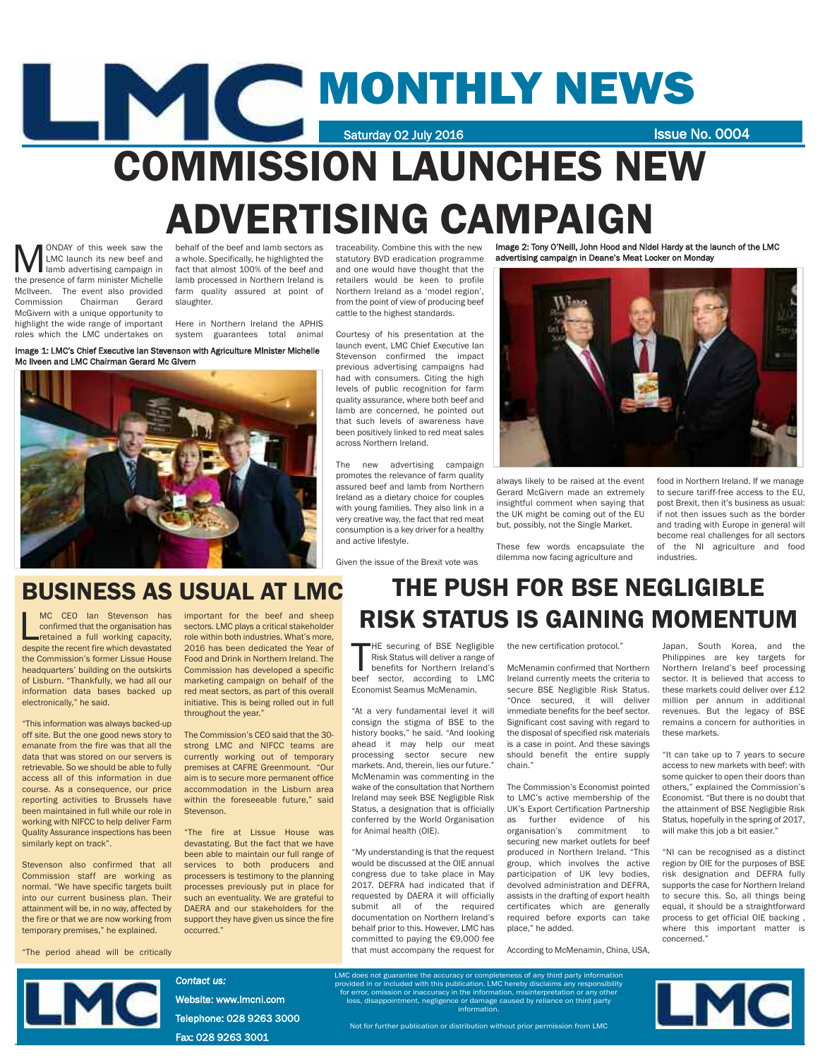# MONTHLY NEWS

Saturday 02 July 2016 — Issue No. 0004

# COMMISSION LAUNCHES NEW ADVERTISING CAMPAIGN

MONDAY of this week saw the LMC launch its new beef and lamb advertising campaign in the presence of farm minister Michelle McIlveen. The event also provided Commission Chairman Gerard McGivern with a unique opportunity to highlight the wide range of important roles which the LMC undertakes on behalf of the beef and lamb sectors as a whole. Specifically, he highlighted the fact that almost 100% of the beef and lamb processed in Northern Ireland is farm quality assured at point of slaughter.

Here in Northern Ireland the APHIS system guarantees total animal traceability. Combine this with the new statutory BVD eradication programme and one would have thought that the retailers would be keen to profile Northern Ireland as a 'model region', from the point of view of producing beef cattle to the highest standards.

**Image 1: LMC's Chief Executive Ian Stevenson with Agriculture MInister Michelle Mc Ilveen and LMC Chairman Gerard Mc Givern**

Courtesy of his presentation at the launch event, LMC Chief Executive Ian Stevenson confirmed the impact previous advertising campaigns had had with consumers. Citing the high levels of public recognition for farm quality assurance, where both beef and lamb are concerned, he pointed out that such levels of awareness have been positively linked to red meat sales across Northern Ireland.

The new advertising campaign promotes the relevance of farm quality assured beef and lamb from Northern Ireland as a dietary choice for couples with young families. They also link in a very creative way, the fact that red meat consumption is a key driver for a healthy and active lifestyle.

**Image 2: Tony O'Neill, John Hood and Nidel Hardy at the launch of the LMC advertising campaign in Deane's Meat Locker on Monday**

Given the issue of the Brexit vote was always likely to be raised at the event Gerard McGivern made an extremely insightful comment when saying that the UK might be coming out of the EU but, possibly, not the Single Market.

These few words encapsulate the dilemma now facing agriculture and food in Northern Ireland. If we manage to secure tariff-free access to the EU, post Brexit, then it's business as usual: if not then issues such as the border and trading with Europe in general will become real challenges for all sectors of the NI agriculture and food industries.

## BUSINESS AS USUAL AT LMC

LMC CEO Ian Stevenson has confirmed that the organisation has retained a full working capacity, despite the recent fire which devastated the Commission's former Lissue House headquarters' building on the outskirts of Lisburn. "Thankfully, we had all our information data bases backed up electronically," he said.

"This information was always backed-up off site. But the one good news story to emanate from the fire was that all the data that was stored on our servers is retrievable. So we should be able to fully access all of this information in due course. As a consequence, our price reporting activities to Brussels have been maintained in full while our role in working with NIFCC to help deliver Farm Quality Assurance inspections has been similarly kept on track".

Stevenson also confirmed that all Commission staff are working as normal. "We have specific targets built into our current business plan. Their attainment will be, in no way, affected by the fire or that we are now working from temporary premises," he explained.

"The period ahead will be critically important for the beef and sheep sectors. LMC plays a critical stakeholder role within both industries. What's more, 2016 has been dedicated the Year of Food and Drink in Northern Ireland. The Commission has developed a specific marketing campaign on behalf of the red meat sectors, as part of this overall initiative. This is being rolled out in full throughout the year."

The Commission's CEO said that the 30-strong LMC and NIFCC teams are currently working out of temporary premises at CAFRE Greenmount. "Our aim is to secure more permanent office accommodation in the Lisburn area within the foreseeable future," said Stevenson.

"The fire at Lissue House was devastating. But the fact that we have been able to maintain our full range of services to both producers and processers is testimony to the planning processes previously put in place for such an eventuality. We are grateful to DAERA and our stakeholders for the support they have given us since the fire occurred."

## THE PUSH FOR BSE NEGLIGIBLE RISK STATUS IS GAINING MOMENTUM

THE securing of BSE Negligible Risk Status will deliver a range of benefits for Northern Ireland's beef sector, according to LMC Economist Seamus McMenamin.

"At a very fundamental level it will consign the stigma of BSE to the history books," he said. "And looking ahead it may help our meat processing sector secure new markets. And, therein, lies our future." McMenamin was commenting in the wake of the consultation that Northern Ireland may seek BSE Negligible Risk Status, a designation that is officially conferred by the World Organisation for Animal health (OIE).

"My understanding is that the request would be discussed at the OIE annual congress due to take place in May 2017. DEFRA had indicated that if requested by DAERA it will officially submit all of the required documentation on Northern Ireland's behalf prior to this. However, LMC has committed to paying the €9,000 fee that must accompany the request for the new certification protocol."

McMenamin confirmed that Northern Ireland currently meets the criteria to secure BSE Negligible Risk Status. "Once secured, it will deliver immediate benefits for the beef sector. Significant cost saving with regard to the disposal of specified risk materials is a case in point. And these savings should benefit the entire supply chain."

The Commission's Economist pointed to LMC's active membership of the UK's Export Certification Partnership as further evidence of his organisation's commitment to securing new market outlets for beef produced in Northern Ireland. "This group, which involves the active participation of UK levy bodies, devolved administration and DEFRA, assists in the drafting of export health certificates which are generally required before exports can take place," he added.

According to McMenamin, China, USA, Japan, South Korea, and the Philippines are key targets for Northern Ireland's beef processing sector. It is believed that access to these markets could deliver over £12 million per annum in additional revenues. But the legacy of BSE remains a concern for authorities in these markets.

"It can take up to 7 years to secure access to new markets with beef: with some quicker to open their doors than others," explained the Commission's Economist. "But there is no doubt that the attainment of BSE Negligible Risk Status, hopefully in the spring of 2017, will make this job a bit easier."

"NI can be recognised as a distinct region by OIE for the purposes of BSE risk designation and DEFRA fully supports the case for Northern Ireland to secure this. So, all things being equal, it should be a straightforward process to get official OIE backing , where this important matter is concerned."

*Contact us:*

**Website: www.lmcni.com**

**Telephone: 028 9263 3000**

**Fax: 028 9263 3001**

LMC does not guarantee the accuracy or completeness of any third party information provided in or included with this publication. LMC hereby disclaims any responsibility for error, omission or inaccuracy in the information, misinterpretation or any other loss, disappointment, negligence or damage caused by reliance on third party information.

Not for further publication or distribution without prior permission from LMC